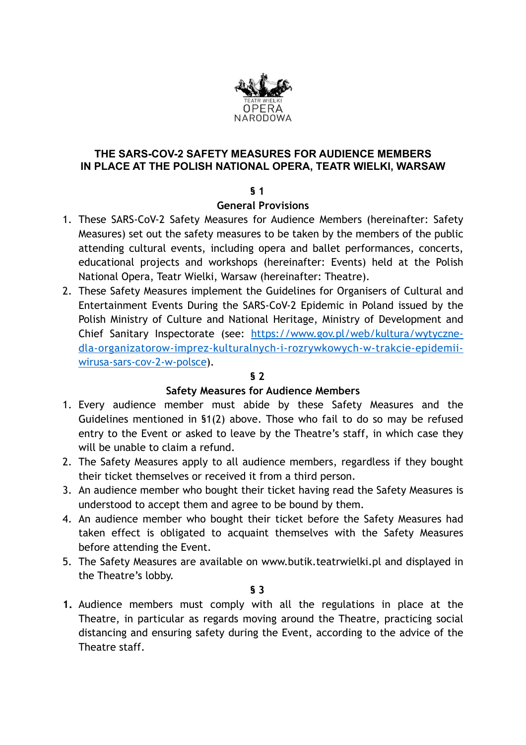# THE SARS-COV-2 SAFETY MEASURES FOR AUDIENCE MEMBERS IN PLACE AT THE POLISH NATIONAL OPERA, TEATR WIELKI, WARSAW

## § 1

## General Provisions

1. These SARS-CoV-2 Safety Measures for Audience Members (hereinafter: Safety Measures) set out the safety measures to be taken by the members of the public attending cultural events, including opera and ballet performances, concerts, educational projects and workshops (hereinafter: Events) held at the Polish National Opera, Teatr Wielki, Warsaw (hereinafter: Theatre).
2. These Safety Measures implement the Guidelines for Organisers of Cultural and Entertainment Events During the SARS-CoV-2 Epidemic in Poland issued by the Polish Ministry of Culture and National Heritage, Ministry of Development and Chief Sanitary Inspectorate (see: [https://www.gov.pl/web/kultura/wytyczne-dla-organizatorow-imprez-kulturalnych-i-rozrywkowych-w-trakcie-epidemii-wirusa-sars-cov-2-w-polsce](https://www.gov.pl/web/kultura/wytyczne-dla-organizatorow-imprez-kulturalnych-i-rozrywkowych-w-trakcie-epidemii-wirusa-sars-cov-2-w-polsce)).

## § 2

## Safety Measures for Audience Members

1. Every audience member must abide by these Safety Measures and the Guidelines mentioned in §1(2) above. Those who fail to do so may be refused entry to the Event or asked to leave by the Theatre's staff, in which case they will be unable to claim a refund.
2. The Safety Measures apply to all audience members, regardless if they bought their ticket themselves or received it from a third person.
3. An audience member who bought their ticket having read the Safety Measures is understood to accept them and agree to be bound by them.
4. An audience member who bought their ticket before the Safety Measures had taken effect is obligated to acquaint themselves with the Safety Measures before attending the Event.
5. The Safety Measures are available on www.butik.teatrwielki.pl and displayed in the Theatre's lobby.

## § 3

1. Audience members must comply with all the regulations in place at the Theatre, in particular as regards moving around the Theatre, practicing social distancing and ensuring safety during the Event, according to the advice of the Theatre staff.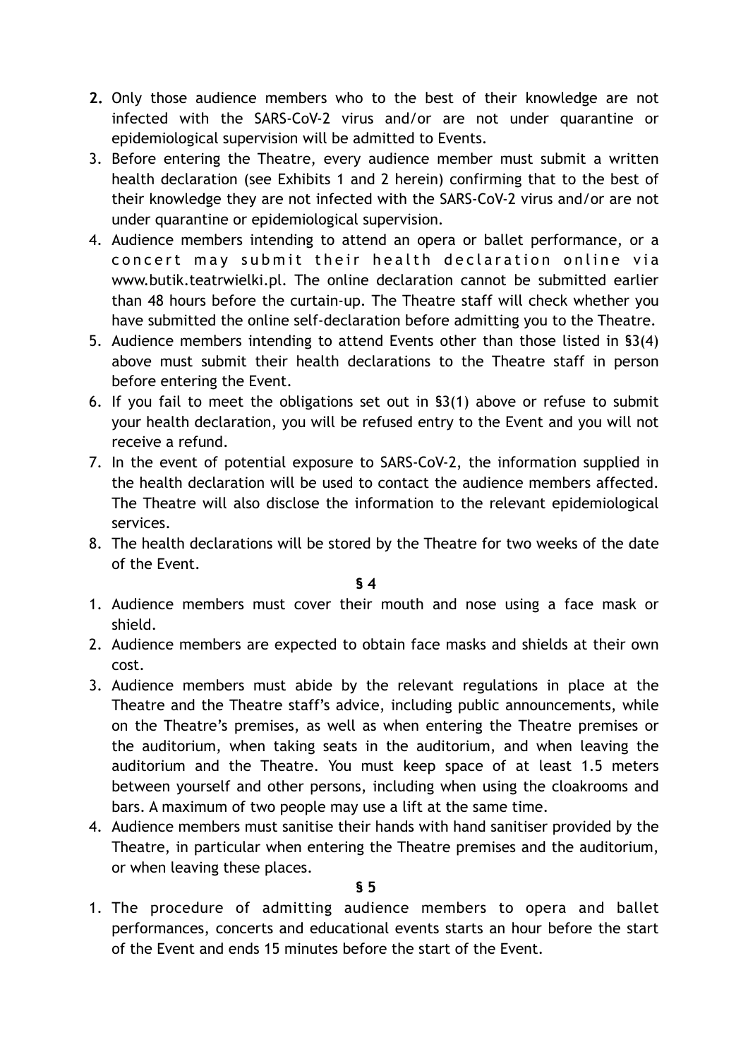2. Only those audience members who to the best of their knowledge are not infected with the SARS-CoV-2 virus and/or are not under quarantine or epidemiological supervision will be admitted to Events.
3. Before entering the Theatre, every audience member must submit a written health declaration (see Exhibits 1 and 2 herein) confirming that to the best of their knowledge they are not infected with the SARS-CoV-2 virus and/or are not under quarantine or epidemiological supervision.
4. Audience members intending to attend an opera or ballet performance, or a concert may submit their health declaration online via www.butik.teatrwielki.pl. The online declaration cannot be submitted earlier than 48 hours before the curtain-up. The Theatre staff will check whether you have submitted the online self-declaration before admitting you to the Theatre.
5. Audience members intending to attend Events other than those listed in §3(4) above must submit their health declarations to the Theatre staff in person before entering the Event.
6. If you fail to meet the obligations set out in §3(1) above or refuse to submit your health declaration, you will be refused entry to the Event and you will not receive a refund.
7. In the event of potential exposure to SARS-CoV-2, the information supplied in the health declaration will be used to contact the audience members affected. The Theatre will also disclose the information to the relevant epidemiological services.
8. The health declarations will be stored by the Theatre for two weeks of the date of the Event.

**§ 4**

1. Audience members must cover their mouth and nose using a face mask or shield.
2. Audience members are expected to obtain face masks and shields at their own cost.
3. Audience members must abide by the relevant regulations in place at the Theatre and the Theatre staff's advice, including public announcements, while on the Theatre's premises, as well as when entering the Theatre premises or the auditorium, when taking seats in the auditorium, and when leaving the auditorium and the Theatre. You must keep space of at least 1.5 meters between yourself and other persons, including when using the cloakrooms and bars. A maximum of two people may use a lift at the same time.
4. Audience members must sanitise their hands with hand sanitiser provided by the Theatre, in particular when entering the Theatre premises and the auditorium, or when leaving these places.

**§ 5**

1. The procedure of admitting audience members to opera and ballet performances, concerts and educational events starts an hour before the start of the Event and ends 15 minutes before the start of the Event.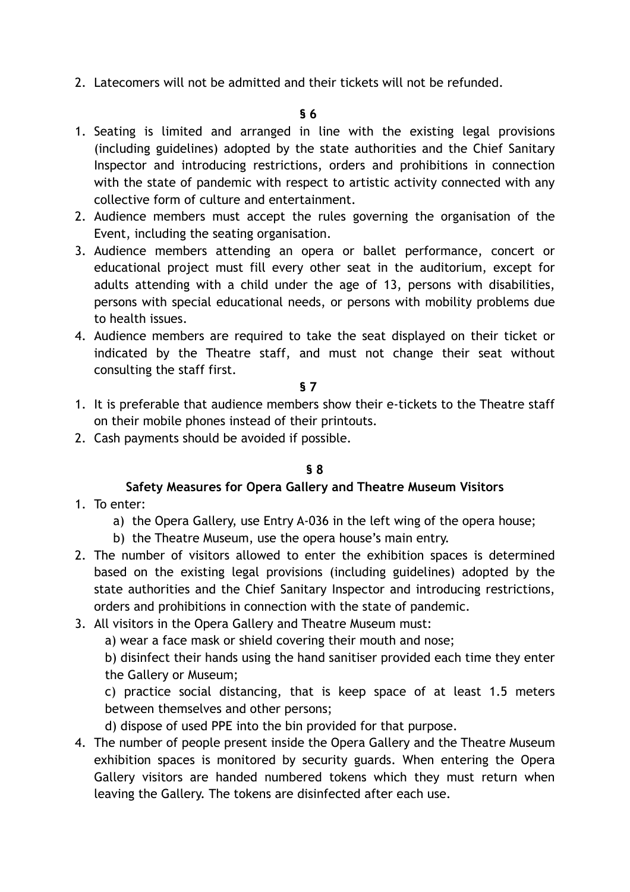2. Latecomers will not be admitted and their tickets will not be refunded.

**§ 6**

1. Seating is limited and arranged in line with the existing legal provisions (including guidelines) adopted by the state authorities and the Chief Sanitary Inspector and introducing restrictions, orders and prohibitions in connection with the state of pandemic with respect to artistic activity connected with any collective form of culture and entertainment.
2. Audience members must accept the rules governing the organisation of the Event, including the seating organisation.
3. Audience members attending an opera or ballet performance, concert or educational project must fill every other seat in the auditorium, except for adults attending with a child under the age of 13, persons with disabilities, persons with special educational needs, or persons with mobility problems due to health issues.
4. Audience members are required to take the seat displayed on their ticket or indicated by the Theatre staff, and must not change their seat without consulting the staff first.

**§ 7**

1. It is preferable that audience members show their e-tickets to the Theatre staff on their mobile phones instead of their printouts.
2. Cash payments should be avoided if possible.

**§ 8**

**Safety Measures for Opera Gallery and Theatre Museum Visitors**

1. To enter:
   a) the Opera Gallery, use Entry A-036 in the left wing of the opera house;
   b) the Theatre Museum, use the opera house's main entry.
2. The number of visitors allowed to enter the exhibition spaces is determined based on the existing legal provisions (including guidelines) adopted by the state authorities and the Chief Sanitary Inspector and introducing restrictions, orders and prohibitions in connection with the state of pandemic.
3. All visitors in the Opera Gallery and Theatre Museum must:
   a) wear a face mask or shield covering their mouth and nose;
   b) disinfect their hands using the hand sanitiser provided each time they enter the Gallery or Museum;
   c) practice social distancing, that is keep space of at least 1.5 meters between themselves and other persons;
   d) dispose of used PPE into the bin provided for that purpose.
4. The number of people present inside the Opera Gallery and the Theatre Museum exhibition spaces is monitored by security guards. When entering the Opera Gallery visitors are handed numbered tokens which they must return when leaving the Gallery. The tokens are disinfected after each use.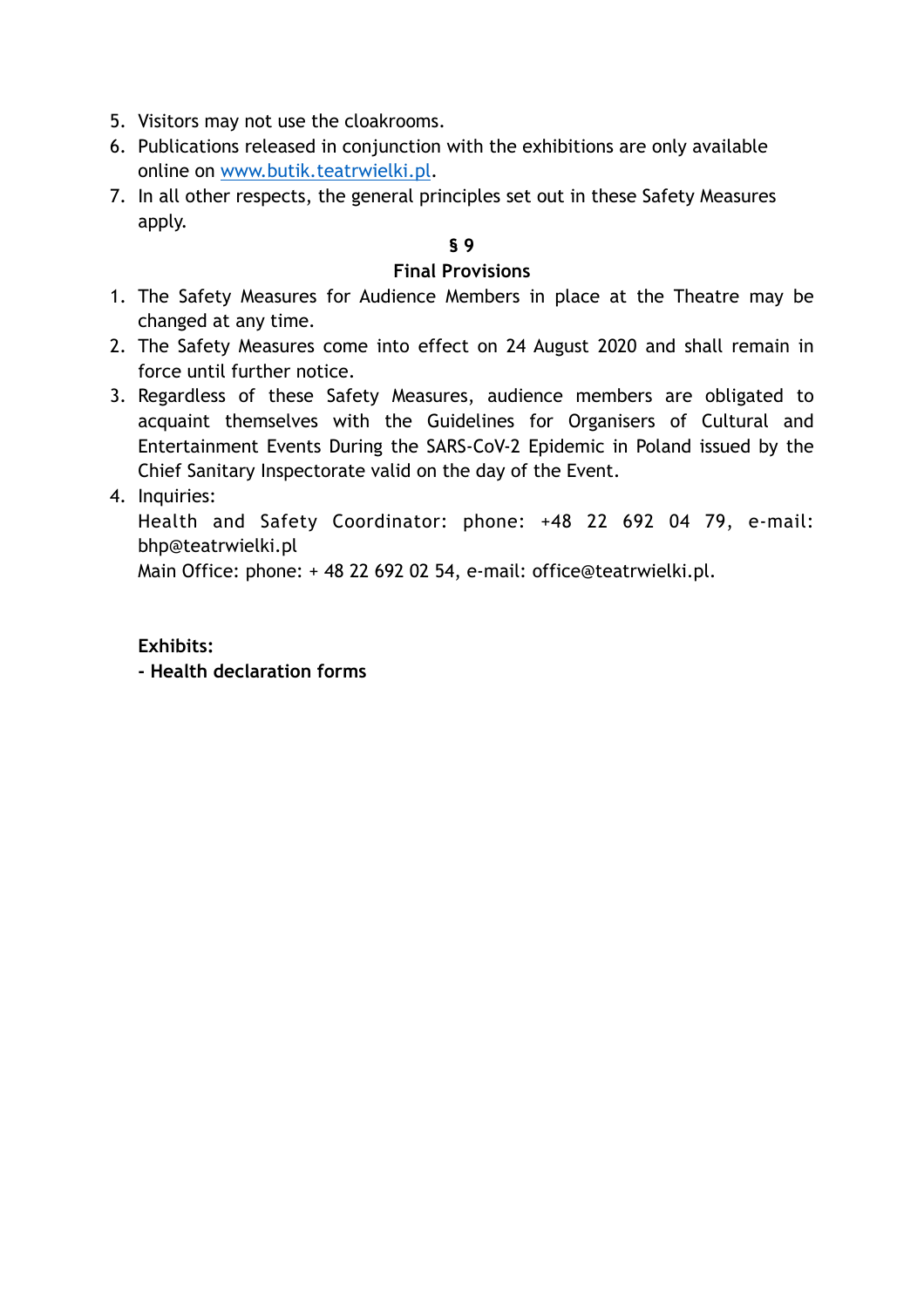5. Visitors may not use the cloakrooms.
6. Publications released in conjunction with the exhibitions are only available online on [www.butik.teatrwielki.pl](http://www.butik.teatrwielki.pl).
7. In all other respects, the general principles set out in these Safety Measures apply.

**§ 9**

**Final Provisions**

1. The Safety Measures for Audience Members in place at the Theatre may be changed at any time.
2. The Safety Measures come into effect on 24 August 2020 and shall remain in force until further notice.
3. Regardless of these Safety Measures, audience members are obligated to acquaint themselves with the Guidelines for Organisers of Cultural and Entertainment Events During the SARS-CoV-2 Epidemic in Poland issued by the Chief Sanitary Inspectorate valid on the day of the Event.
4. Inquiries:
   Health and Safety Coordinator: phone: +48 22 692 04 79, e-mail: bhp@teatrwielki.pl
   Main Office: phone: + 48 22 692 02 54, e-mail: office@teatrwielki.pl.

**Exhibits:**
**- Health declaration forms**